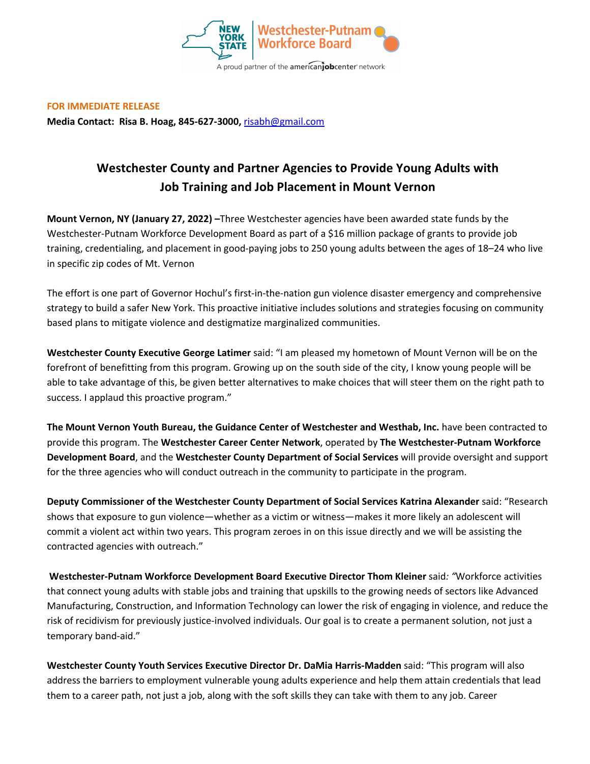FOR IMMEDIATE RELEASE

**Media Contact: Risa B. Hoag, 845-627-3000,** risabh@gmail.com

# Westchester County and Partner Agencies to Provide Young Adults with Job Training and Job Placement in Mount Vernon

**Mount Vernon, NY (January 27, 2022) –**Three Westchester agencies have been awarded state funds by the Westchester-Putnam Workforce Development Board as part of a $16 million package of grants to provide job training, credentialing, and placement in good-paying jobs to 250 young adults between the ages of 18–24 who live in specific zip codes of Mt. Vernon

The effort is one part of Governor Hochul's first-in-the-nation gun violence disaster emergency and comprehensive strategy to build a safer New York. This proactive initiative includes solutions and strategies focusing on community based plans to mitigate violence and destigmatize marginalized communities.

**Westchester County Executive George Latimer** said: "I am pleased my hometown of Mount Vernon will be on the forefront of benefitting from this program. Growing up on the south side of the city, I know young people will be able to take advantage of this, be given better alternatives to make choices that will steer them on the right path to success. I applaud this proactive program."

**The Mount Vernon Youth Bureau, the Guidance Center of Westchester and Westhab, Inc.** have been contracted to provide this program. The **Westchester Career Center Network**, operated by **The Westchester-Putnam Workforce Development Board**, and the **Westchester County Department of Social Services** will provide oversight and support for the three agencies who will conduct outreach in the community to participate in the program.

**Deputy Commissioner of the Westchester County Department of Social Services Katrina Alexander** said: "Research shows that exposure to gun violence—whether as a victim or witness—makes it more likely an adolescent will commit a violent act within two years. This program zeroes in on this issue directly and we will be assisting the contracted agencies with outreach."

**Westchester-Putnam Workforce Development Board Executive Director Thom Kleiner** said*: "*Workforce activities that connect young adults with stable jobs and training that upskills to the growing needs of sectors like Advanced Manufacturing, Construction, and Information Technology can lower the risk of engaging in violence, and reduce the risk of recidivism for previously justice-involved individuals. Our goal is to create a permanent solution, not just a temporary band-aid."

**Westchester County Youth Services Executive Director Dr. DaMia Harris-Madden** said: "This program will also address the barriers to employment vulnerable young adults experience and help them attain credentials that lead them to a career path, not just a job, along with the soft skills they can take with them to any job. Career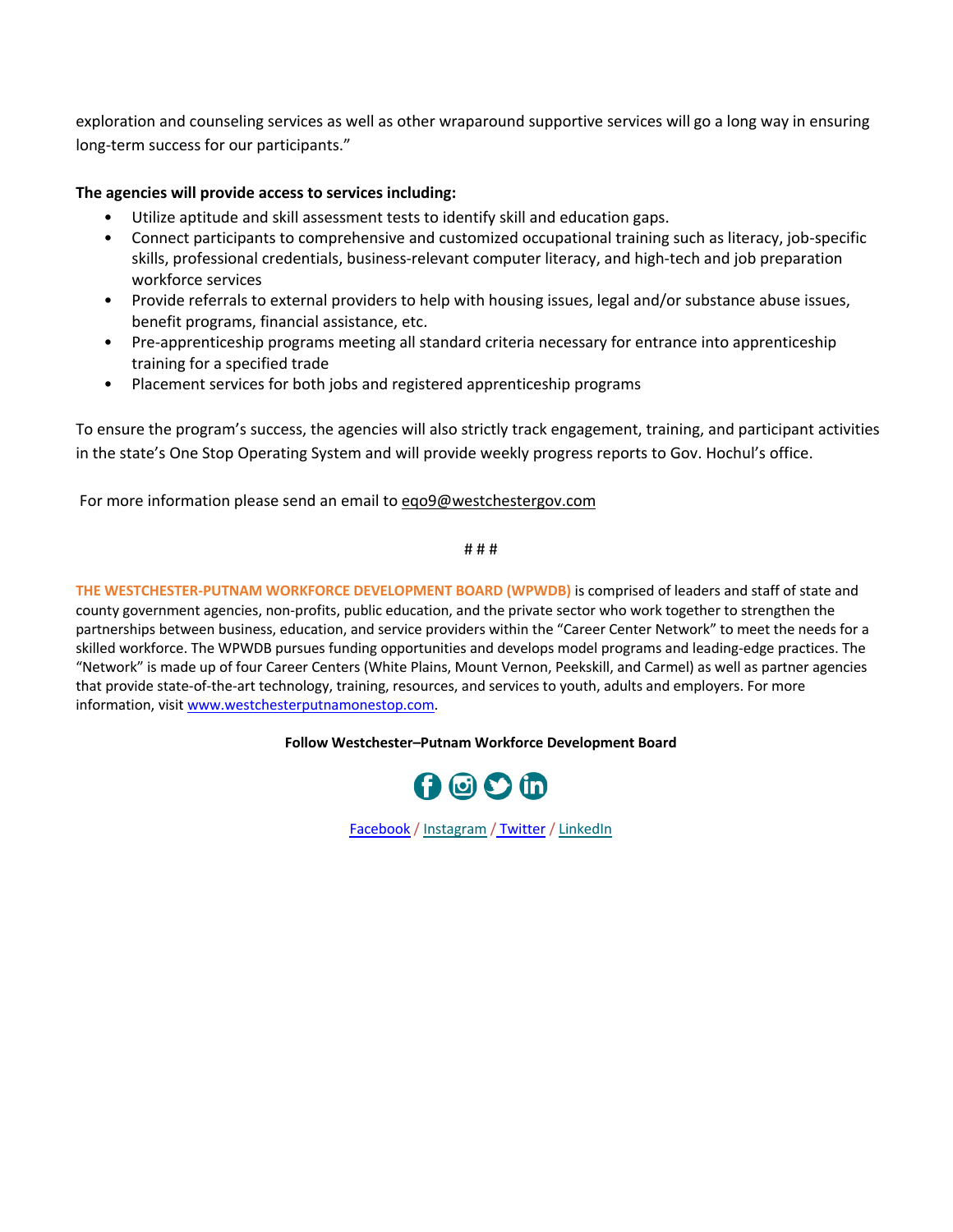exploration and counseling services as well as other wraparound supportive services will go a long way in ensuring long-term success for our participants."

**The agencies will provide access to services including:**

- Utilize aptitude and skill assessment tests to identify skill and education gaps.
- Connect participants to comprehensive and customized occupational training such as literacy, job-specific skills, professional credentials, business-relevant computer literacy, and high-tech and job preparation workforce services
- Provide referrals to external providers to help with housing issues, legal and/or substance abuse issues, benefit programs, financial assistance, etc.
- Pre-apprenticeship programs meeting all standard criteria necessary for entrance into apprenticeship training for a specified trade
- Placement services for both jobs and registered apprenticeship programs

To ensure the program's success, the agencies will also strictly track engagement, training, and participant activities in the state's One Stop Operating System and will provide weekly progress reports to Gov. Hochul's office.

For more information please send an email to eqo9@westchestergov.com

# # #

**THE WESTCHESTER-PUTNAM WORKFORCE DEVELOPMENT BOARD (WPWDB)** is comprised of leaders and staff of state and county government agencies, non-profits, public education, and the private sector who work together to strengthen the partnerships between business, education, and service providers within the "Career Center Network" to meet the needs for a skilled workforce. The WPWDB pursues funding opportunities and develops model programs and leading-edge practices. The "Network" is made up of four Career Centers (White Plains, Mount Vernon, Peekskill, and Carmel) as well as partner agencies that provide state-of-the-art technology, training, resources, and services to youth, adults and employers. For more information, visit www.westchesterputnamonestop.com.

**Follow Westchester–Putnam Workforce Development Board**

Facebook / Instagram / Twitter / LinkedIn